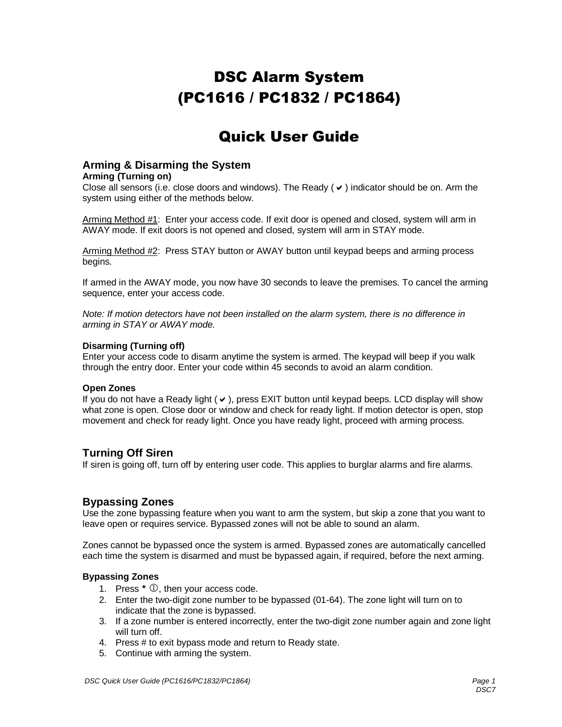# DSC Alarm System
# (PC1616 / PC1832 / PC1864)

# Quick User Guide

## Arming & Disarming the System

**Arming (Turning on)**

Close all sensors (i.e. close doors and windows). The Ready (✔) indicator should be on. Arm the system using either of the methods below.

<u>Arming Method #1</u>: Enter your access code. If exit door is opened and closed, system will arm in AWAY mode. If exit doors is not opened and closed, system will arm in STAY mode.

<u>Arming Method #2</u>: Press STAY button or AWAY button until keypad beeps and arming process begins.

If armed in the AWAY mode, you now have 30 seconds to leave the premises. To cancel the arming sequence, enter your access code.

*Note: If motion detectors have not been installed on the alarm system, there is no difference in arming in STAY or AWAY mode.*

#### Disarming (Turning off)

Enter your access code to disarm anytime the system is armed. The keypad will beep if you walk through the entry door. Enter your code within 45 seconds to avoid an alarm condition.

#### Open Zones

If you do not have a Ready light (✔), press EXIT button until keypad beeps. LCD display will show what zone is open. Close door or window and check for ready light. If motion detector is open, stop movement and check for ready light. Once you have ready light, proceed with arming process.

## Turning Off Siren

If siren is going off, turn off by entering user code. This applies to burglar alarms and fire alarms.

## Bypassing Zones

Use the zone bypassing feature when you want to arm the system, but skip a zone that you want to leave open or requires service. Bypassed zones will not be able to sound an alarm.

Zones cannot be bypassed once the system is armed. Bypassed zones are automatically cancelled each time the system is disarmed and must be bypassed again, if required, before the next arming.

#### Bypassing Zones

1. Press **\*** ①, then your access code.
2. Enter the two-digit zone number to be bypassed (01-64). The zone light will turn on to indicate that the zone is bypassed.
3. If a zone number is entered incorrectly, enter the two-digit zone number again and zone light will turn off.
4. Press # to exit bypass mode and return to Ready state.
5. Continue with arming the system.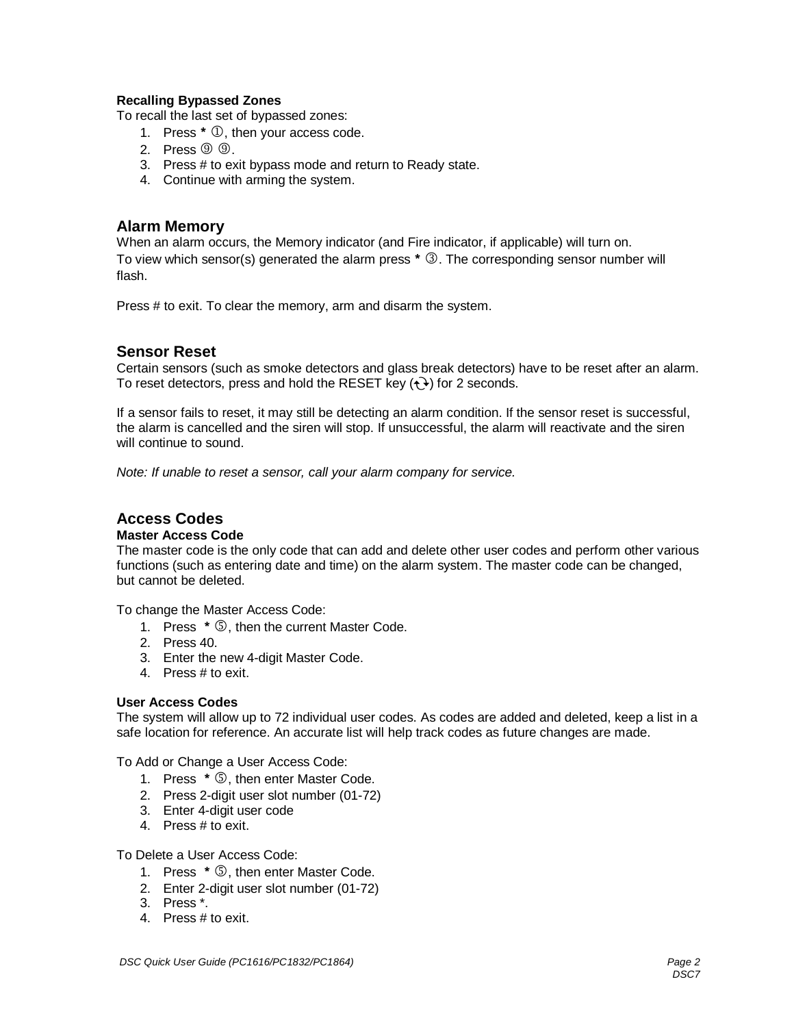**Recalling Bypassed Zones**

To recall the last set of bypassed zones:

1. Press * ①, then your access code.
2. Press ⑨ ⑨.
3. Press # to exit bypass mode and return to Ready state.
4. Continue with arming the system.

## Alarm Memory

When an alarm occurs, the Memory indicator (and Fire indicator, if applicable) will turn on. To view which sensor(s) generated the alarm press * ③. The corresponding sensor number will flash.

Press # to exit. To clear the memory, arm and disarm the system.

## Sensor Reset

Certain sensors (such as smoke detectors and glass break detectors) have to be reset after an alarm. To reset detectors, press and hold the RESET key (⟲) for 2 seconds.

If a sensor fails to reset, it may still be detecting an alarm condition. If the sensor reset is successful, the alarm is cancelled and the siren will stop. If unsuccessful, the alarm will reactivate and the siren will continue to sound.

*Note: If unable to reset a sensor, call your alarm company for service.*

## Access Codes

**Master Access Code**

The master code is the only code that can add and delete other user codes and perform other various functions (such as entering date and time) on the alarm system. The master code can be changed, but cannot be deleted.

To change the Master Access Code:

1. Press * ⑤, then the current Master Code.
2. Press 40.
3. Enter the new 4-digit Master Code.
4. Press # to exit.

**User Access Codes**

The system will allow up to 72 individual user codes. As codes are added and deleted, keep a list in a safe location for reference. An accurate list will help track codes as future changes are made.

To Add or Change a User Access Code:

1. Press * ⑤, then enter Master Code.
2. Press 2-digit user slot number (01-72)
3. Enter 4-digit user code
4. Press # to exit.

To Delete a User Access Code:

1. Press * ⑤, then enter Master Code.
2. Enter 2-digit user slot number (01-72)
3. Press *.
4. Press # to exit.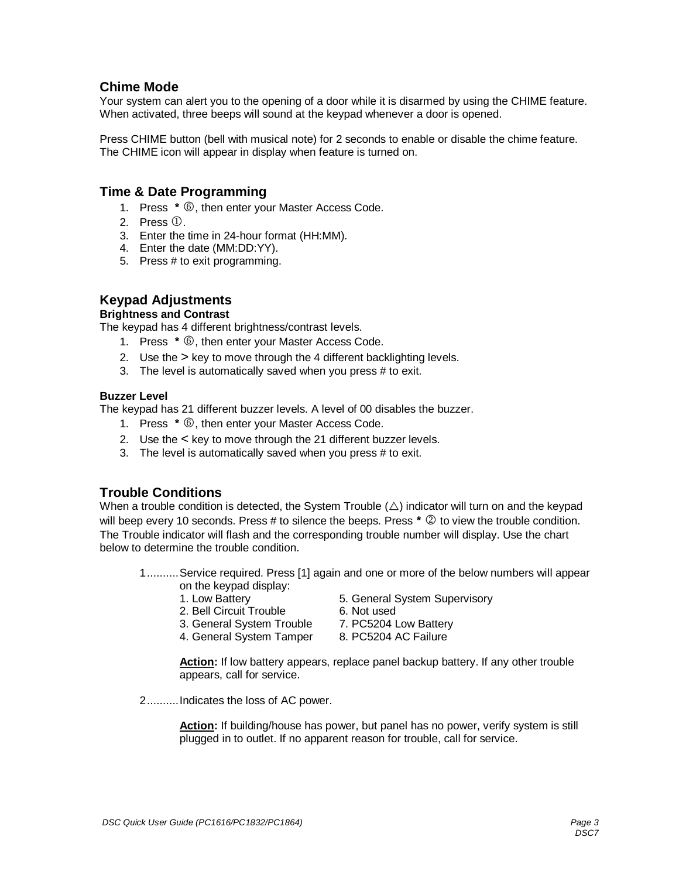## Chime Mode

Your system can alert you to the opening of a door while it is disarmed by using the CHIME feature. When activated, three beeps will sound at the keypad whenever a door is opened.

Press CHIME button (bell with musical note) for 2 seconds to enable or disable the chime feature. The CHIME icon will appear in display when feature is turned on.

## Time & Date Programming

1. Press **\*** ⑥, then enter your Master Access Code.
2. Press ①.
3. Enter the time in 24-hour format (HH:MM).
4. Enter the date (MM:DD:YY).
5. Press # to exit programming.

## Keypad Adjustments

**Brightness and Contrast**

The keypad has 4 different brightness/contrast levels.

1. Press **\*** ⑥, then enter your Master Access Code.
2. Use the **>** key to move through the 4 different backlighting levels.
3. The level is automatically saved when you press # to exit.

**Buzzer Level**

The keypad has 21 different buzzer levels. A level of 00 disables the buzzer.

1. Press **\*** ⑥, then enter your Master Access Code.
2. Use the **<** key to move through the 21 different buzzer levels.
3. The level is automatically saved when you press # to exit.

## Trouble Conditions

When a trouble condition is detected, the System Trouble (△) indicator will turn on and the keypad will beep every 10 seconds. Press # to silence the beeps. Press **\*** ② to view the trouble condition. The Trouble indicator will flash and the corresponding trouble number will display. Use the chart below to determine the trouble condition.

1..........Service required. Press [1] again and one or more of the below numbers will appear on the keypad display:

| | |
|---|---|
| 1. Low Battery | 5. General System Supervisory |
| 2. Bell Circuit Trouble | 6. Not used |
| 3. General System Trouble | 7. PC5204 Low Battery |
| 4. General System Tamper | 8. PC5204 AC Failure |

**Action:** If low battery appears, replace panel backup battery. If any other trouble appears, call for service.

2..........Indicates the loss of AC power.

**Action:** If building/house has power, but panel has no power, verify system is still plugged in to outlet. If no apparent reason for trouble, call for service.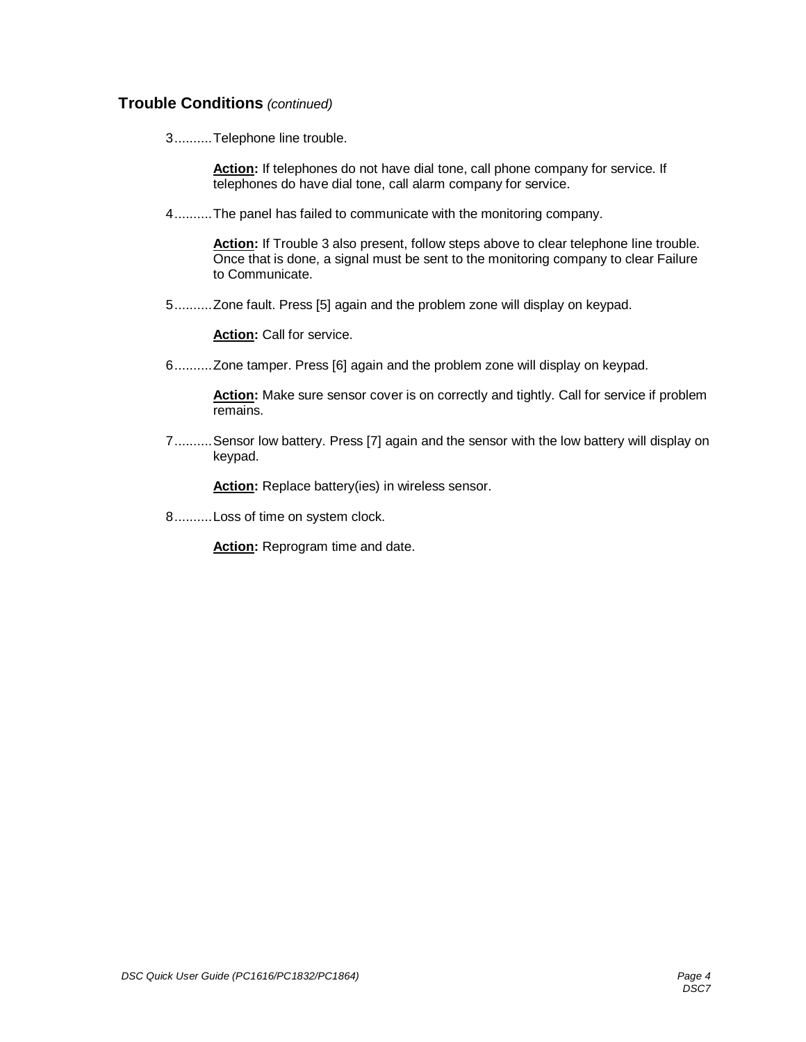## Trouble Conditions *(continued)*

3..........Telephone line trouble.

**Action:** If telephones do not have dial tone, call phone company for service. If telephones do have dial tone, call alarm company for service.

4..........The panel has failed to communicate with the monitoring company.

**Action:** If Trouble 3 also present, follow steps above to clear telephone line trouble. Once that is done, a signal must be sent to the monitoring company to clear Failure to Communicate.

5..........Zone fault. Press [5] again and the problem zone will display on keypad.

**Action:** Call for service.

6..........Zone tamper. Press [6] again and the problem zone will display on keypad.

**Action:** Make sure sensor cover is on correctly and tightly. Call for service if problem remains.

7..........Sensor low battery. Press [7] again and the sensor with the low battery will display on keypad.

**Action:** Replace battery(ies) in wireless sensor.

8..........Loss of time on system clock.

**Action:** Reprogram time and date.